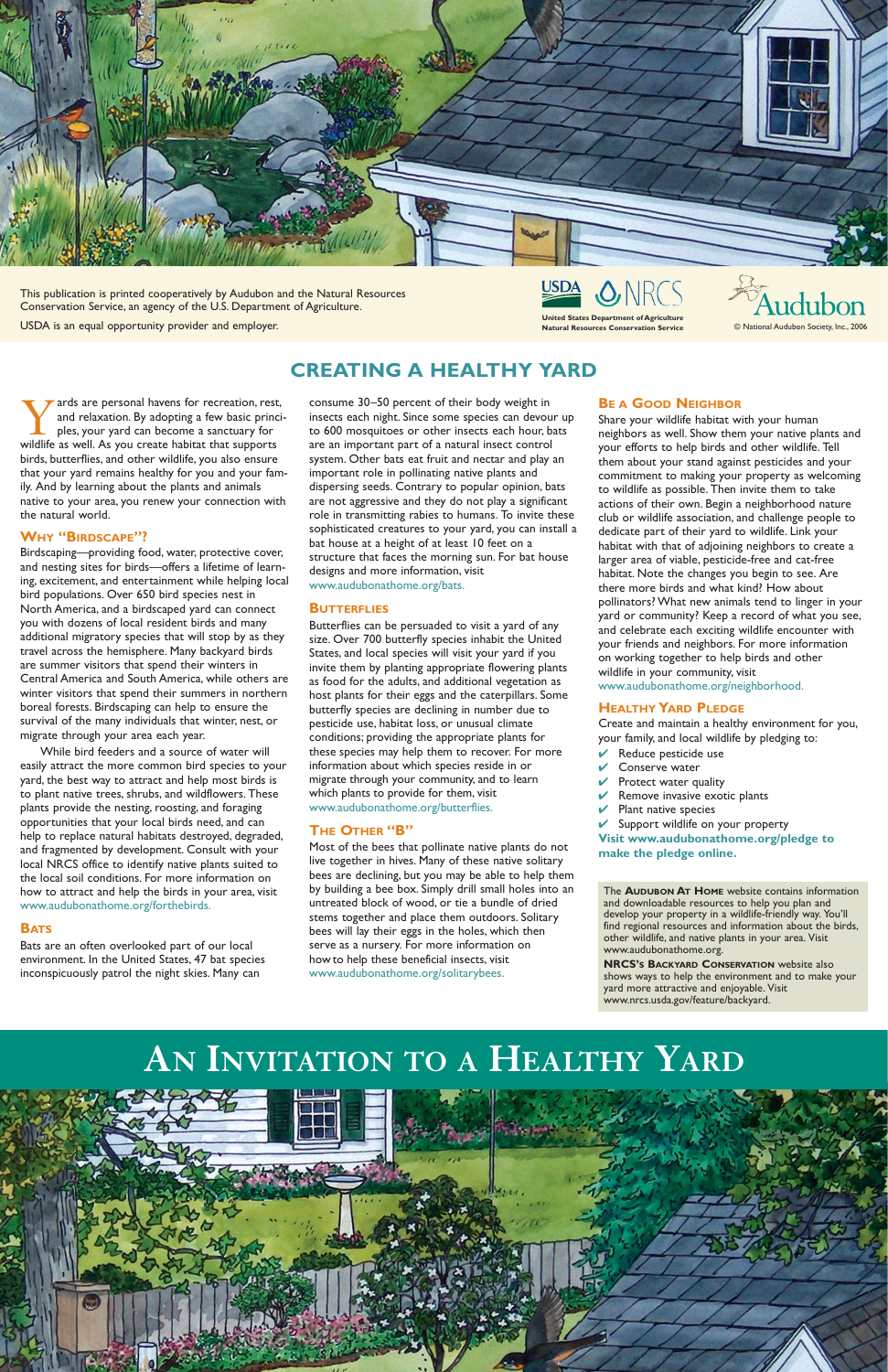This publication is printed cooperatively by Audubon and the Natural Resources Conservation Service, an agency of the U.S. Department of Agriculture.

USDA is an equal opportunity provider and employer.

USDA NRCS
United States Department of Agriculture
Natural Resources Conservation Service

Audubon
© National Audubon Society, Inc., 2006

# CREATING A HEALTHY YARD

Yards are personal havens for recreation, rest, and relaxation. By adopting a few basic principles, your yard can become a sanctuary for wildlife as well. As you create habitat that supports birds, butterflies, and other wildlife, you also ensure that your yard remains healthy for you and your family. And by learning about the plants and animals native to your area, you renew your connection with the natural world.

## WHY "BIRDSCAPE"?

Birdscaping—providing food, water, protective cover, and nesting sites for birds—offers a lifetime of learning, excitement, and entertainment while helping local bird populations. Over 650 bird species nest in North America, and a birdscaped yard can connect you with dozens of local resident birds and many additional migratory species that will stop by as they travel across the hemisphere. Many backyard birds are summer visitors that spend their winters in Central America and South America, while others are winter visitors that spend their summers in northern boreal forests. Birdscaping can help to ensure the survival of the many individuals that winter, nest, or migrate through your area each year.

While bird feeders and a source of water will easily attract the more common bird species to your yard, the best way to attract and help most birds is to plant native trees, shrubs, and wildflowers. These plants provide the nesting, roosting, and foraging opportunities that your local birds need, and can help to replace natural habitats destroyed, degraded, and fragmented by development. Consult with your local NRCS office to identify native plants suited to the local soil conditions. For more information on how to attract and help the birds in your area, visit www.audubonathome.org/forthebirds.

## BATS

Bats are an often overlooked part of our local environment. In the United States, 47 bat species inconspicuously patrol the night skies. Many can consume 30–50 percent of their body weight in insects each night. Since some species can devour up to 600 mosquitoes or other insects each hour, bats are an important part of a natural insect control system. Other bats eat fruit and nectar and play an important role in pollinating native plants and dispersing seeds. Contrary to popular opinion, bats are not aggressive and they do not play a significant role in transmitting rabies to humans. To invite these sophisticated creatures to your yard, you can install a bat house at a height of at least 10 feet on a structure that faces the morning sun. For bat house designs and more information, visit www.audubonathome.org/bats.

## BUTTERFLIES

Butterflies can be persuaded to visit a yard of any size. Over 700 butterfly species inhabit the United States, and local species will visit your yard if you invite them by planting appropriate flowering plants as food for the adults, and additional vegetation as host plants for their eggs and the caterpillars. Some butterfly species are declining in number due to pesticide use, habitat loss, or unusual climate conditions; providing the appropriate plants for these species may help them to recover. For more information about which species reside in or migrate through your community, and to learn which plants to provide for them, visit www.audubonathome.org/butterflies.

## THE OTHER "B"

Most of the bees that pollinate native plants do not live together in hives. Many of these native solitary bees are declining, but you may be able to help them by building a bee box. Simply drill small holes into an untreated block of wood, or tie a bundle of dried stems together and place them outdoors. Solitary bees will lay their eggs in the holes, which then serve as a nursery. For more information on how to help these beneficial insects, visit www.audubonathome.org/solitarybees.

## BE A GOOD NEIGHBOR

Share your wildlife habitat with your human neighbors as well. Show them your native plants and your efforts to help birds and other wildlife. Tell them about your stand against pesticides and your commitment to making your property as welcoming to wildlife as possible. Then invite them to take actions of their own. Begin a neighborhood nature club or wildlife association, and challenge people to dedicate part of their yard to wildlife. Link your habitat with that of adjoining neighbors to create a larger area of viable, pesticide-free and cat-free habitat. Note the changes you begin to see. Are there more birds and what kind? How about pollinators? What new animals tend to linger in your yard or community? Keep a record of what you see, and celebrate each exciting wildlife encounter with your friends and neighbors. For more information on working together to help birds and other wildlife in your community, visit www.audubonathome.org/neighborhood.

## HEALTHY YARD PLEDGE

Create and maintain a healthy environment for you, your family, and local wildlife by pledging to:

- ✔ Reduce pesticide use
- ✔ Conserve water
- ✔ Protect water quality
- ✔ Remove invasive exotic plants
- ✔ Plant native species
- ✔ Support wildlife on your property

**Visit www.audubonathome.org/pledge to make the pledge online.**

The **AUDUBON AT HOME** website contains information and downloadable resources to help you plan and develop your property in a wildlife-friendly way. You'll find regional resources and information about the birds, other wildlife, and native plants in your area. Visit www.audubonathome.org.

**NRCS'S BACKYARD CONSERVATION** website also shows ways to help the environment and to make your yard more attractive and enjoyable. Visit www.nrcs.usda.gov/feature/backyard.

# AN INVITATION TO A HEALTHY YARD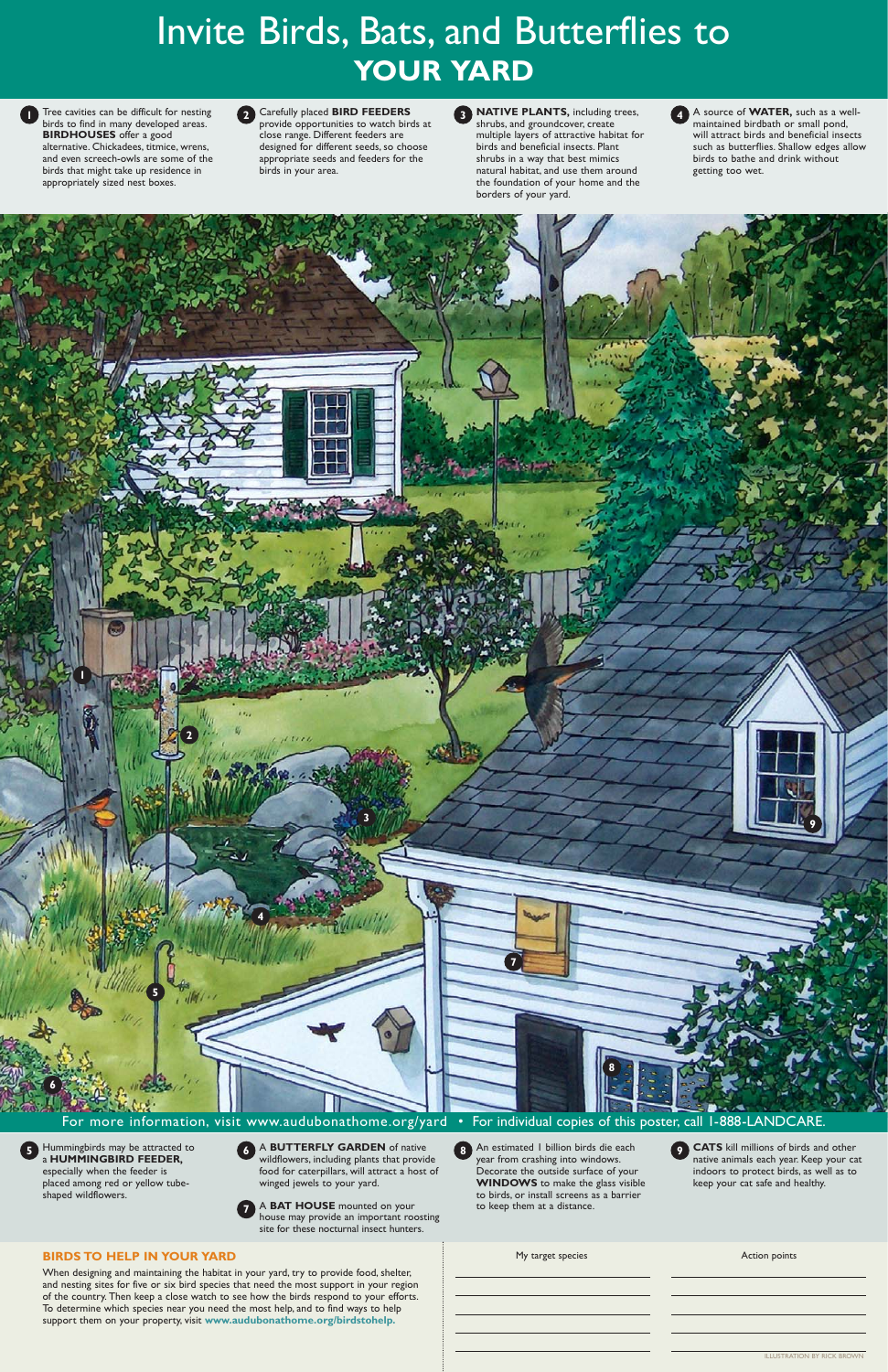# Invite Birds, Bats, and Butterflies to YOUR YARD

**1** Tree cavities can be difficult for nesting birds to find in many developed areas. **BIRDHOUSES** offer a good alternative. Chickadees, titmice, wrens, and even screech-owls are some of the birds that might take up residence in appropriately sized nest boxes.

**2** Carefully placed **BIRD FEEDERS** provide opportunities to watch birds at close range. Different feeders are designed for different seeds, so choose appropriate seeds and feeders for the birds in your area.

**3** **NATIVE PLANTS,** including trees, shrubs, and groundcover, create multiple layers of attractive habitat for birds and beneficial insects. Plant shrubs in a way that best mimics natural habitat, and use them around the foundation of your home and the borders of your yard.

**4** A source of **WATER,** such as a well-maintained birdbath or small pond, will attract birds and beneficial insects such as butterflies. Shallow edges allow birds to bathe and drink without getting too wet.

For more information, visit www.audubonathome.org/yard • For individual copies of this poster, call 1-888-LANDCARE.

**5** Hummingbirds may be attracted to a **HUMMINGBIRD FEEDER,** especially when the feeder is placed among red or yellow tube-shaped wildflowers.

**6** A **BUTTERFLY GARDEN** of native wildflowers, including plants that provide food for caterpillars, will attract a host of winged jewels to your yard.

**7** A **BAT HOUSE** mounted on your house may provide an important roosting site for these nocturnal insect hunters.

**8** An estimated 1 billion birds die each year from crashing into windows. Decorate the outside surface of your **WINDOWS** to make the glass visible to birds, or install screens as a barrier to keep them at a distance.

**9** **CATS** kill millions of birds and other native animals each year. Keep your cat indoors to protect birds, as well as to keep your cat safe and healthy.

## BIRDS TO HELP IN YOUR YARD

When designing and maintaining the habitat in your yard, try to provide food, shelter, and nesting sites for five or six bird species that need the most support in your region of the country. Then keep a close watch to see how the birds respond to your efforts. To determine which species near you need the most help, and to find ways to help support them on your property, visit **www.audubonathome.org/birdstohelp.**

| My target species | Action points |
|---|---|
| | |
| | |
| | |
| | |
| | |

ILLUSTRATION BY RICK BROWN